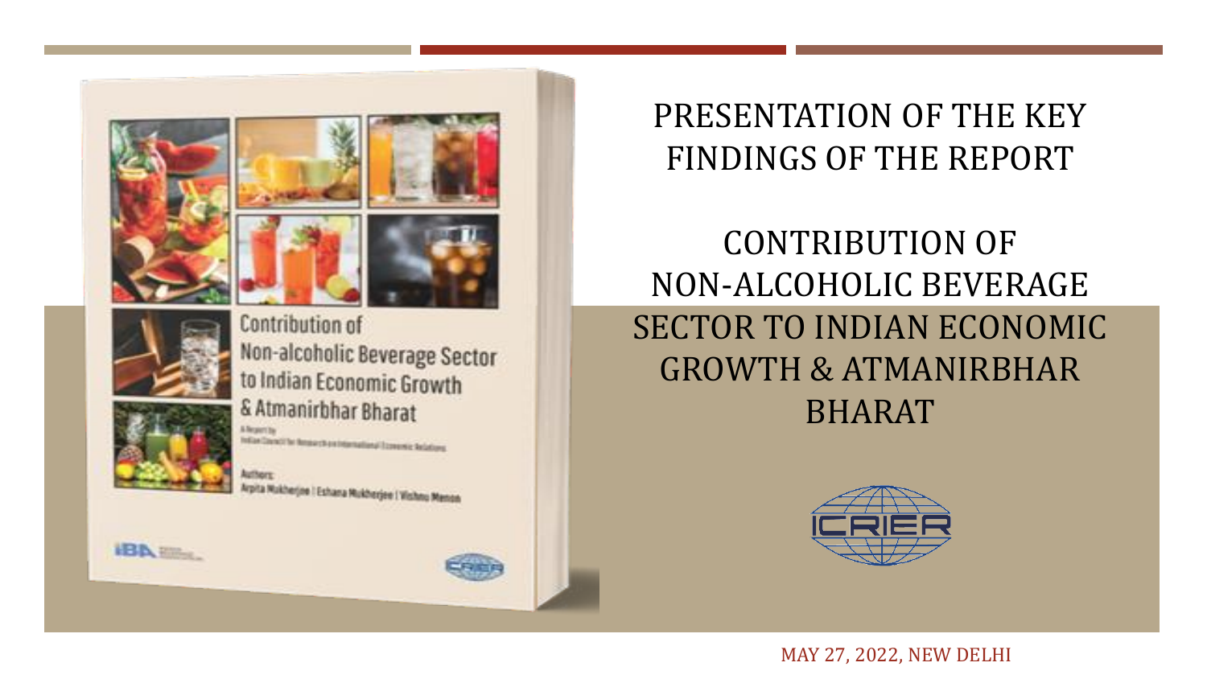# PRESENTATION OF THE KEY FINDINGS OF THE REPORT

# CONTRIBUTION OF NON-ALCOHOLIC BEVERAGE SECTOR TO INDIAN ECONOMIC GROWTH & ATMANIRBHAR BHARAT

ICRIER

MAY 27, 2022, NEW DELHI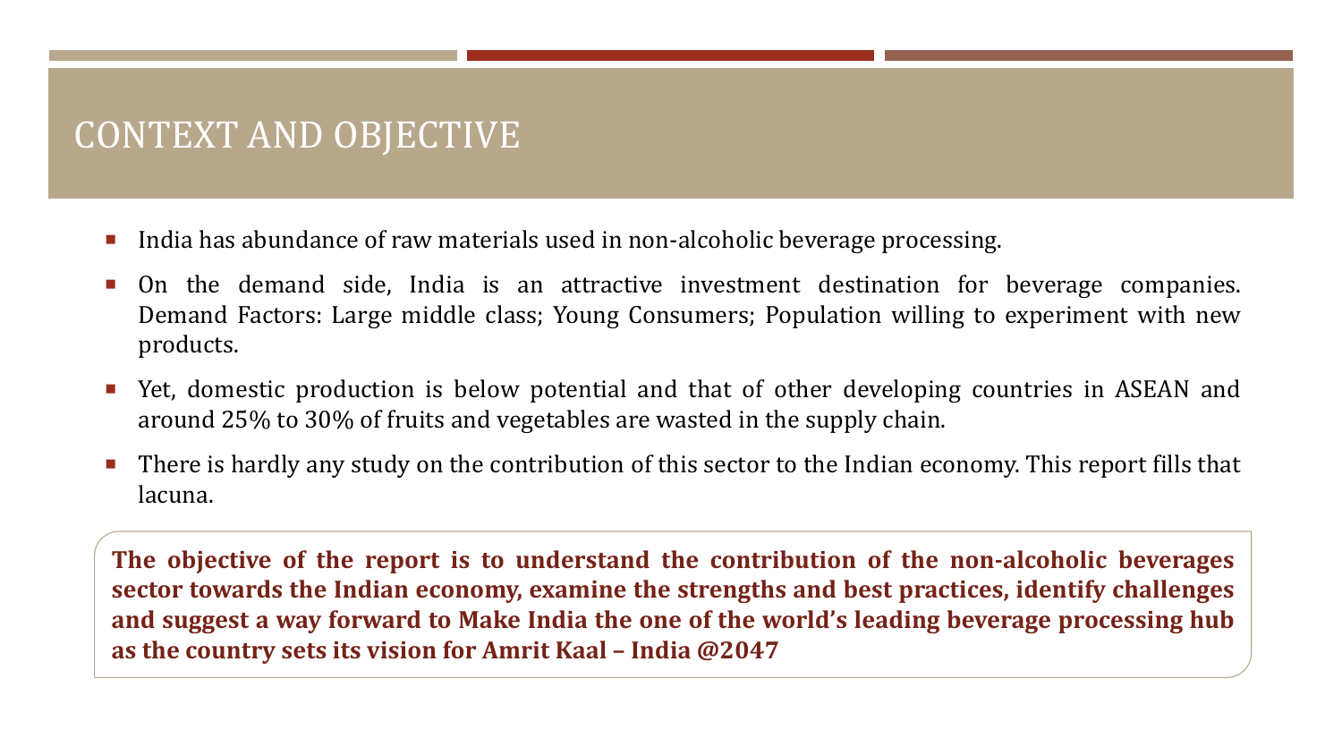# CONTEXT AND OBJECTIVE

- India has abundance of raw materials used in non-alcoholic beverage processing.
- On the demand side, India is an attractive investment destination for beverage companies. Demand Factors: Large middle class; Young Consumers; Population willing to experiment with new products.
- Yet, domestic production is below potential and that of other developing countries in ASEAN and around 25% to 30% of fruits and vegetables are wasted in the supply chain.
- There is hardly any study on the contribution of this sector to the Indian economy. This report fills that lacuna.

**The objective of the report is to understand the contribution of the non-alcoholic beverages sector towards the Indian economy, examine the strengths and best practices, identify challenges and suggest a way forward to Make India the one of the world's leading beverage processing hub as the country sets its vision for Amrit Kaal – India @2047**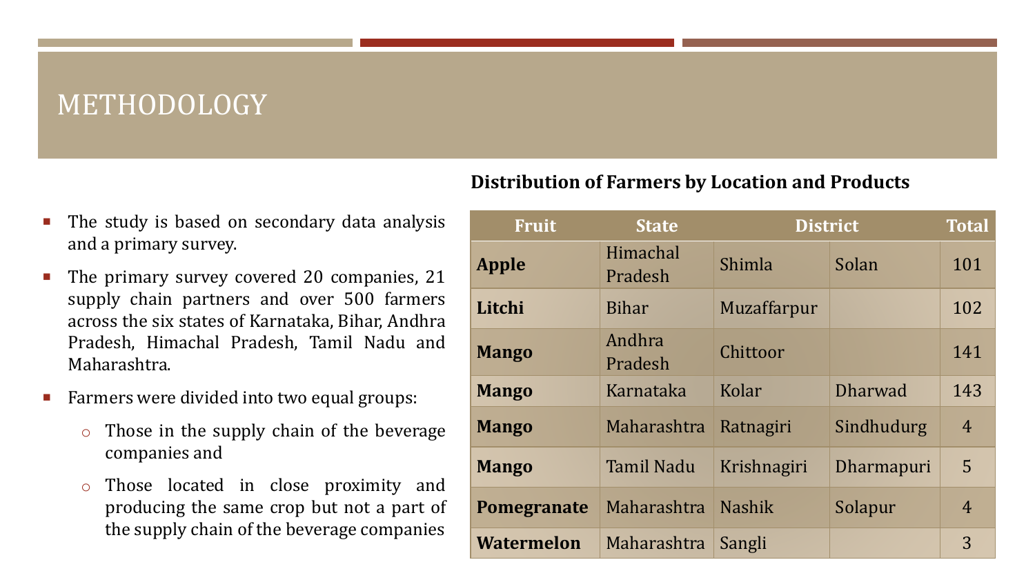# METHODOLOGY

- The study is based on secondary data analysis and a primary survey.
- The primary survey covered 20 companies, 21 supply chain partners and over 500 farmers across the six states of Karnataka, Bihar, Andhra Pradesh, Himachal Pradesh, Tamil Nadu and Maharashtra.
- Farmers were divided into two equal groups:
  - Those in the supply chain of the beverage companies and
  - Those located in close proximity and producing the same crop but not a part of the supply chain of the beverage companies

**Distribution of Farmers by Location and Products**

| Fruit | State | District | | Total |
|---|---|---|---|---|
| **Apple** | Himachal Pradesh | Shimla | Solan | 101 |
| **Litchi** | Bihar | Muzaffarpur | | 102 |
| **Mango** | Andhra Pradesh | Chittoor | | 141 |
| **Mango** | Karnataka | Kolar | Dharwad | 143 |
| **Mango** | Maharashtra | Ratnagiri | Sindhudurg | 4 |
| **Mango** | Tamil Nadu | Krishnagiri | Dharmapuri | 5 |
| **Pomegranate** | Maharashtra | Nashik | Solapur | 4 |
| **Watermelon** | Maharashtra | Sangli | | 3 |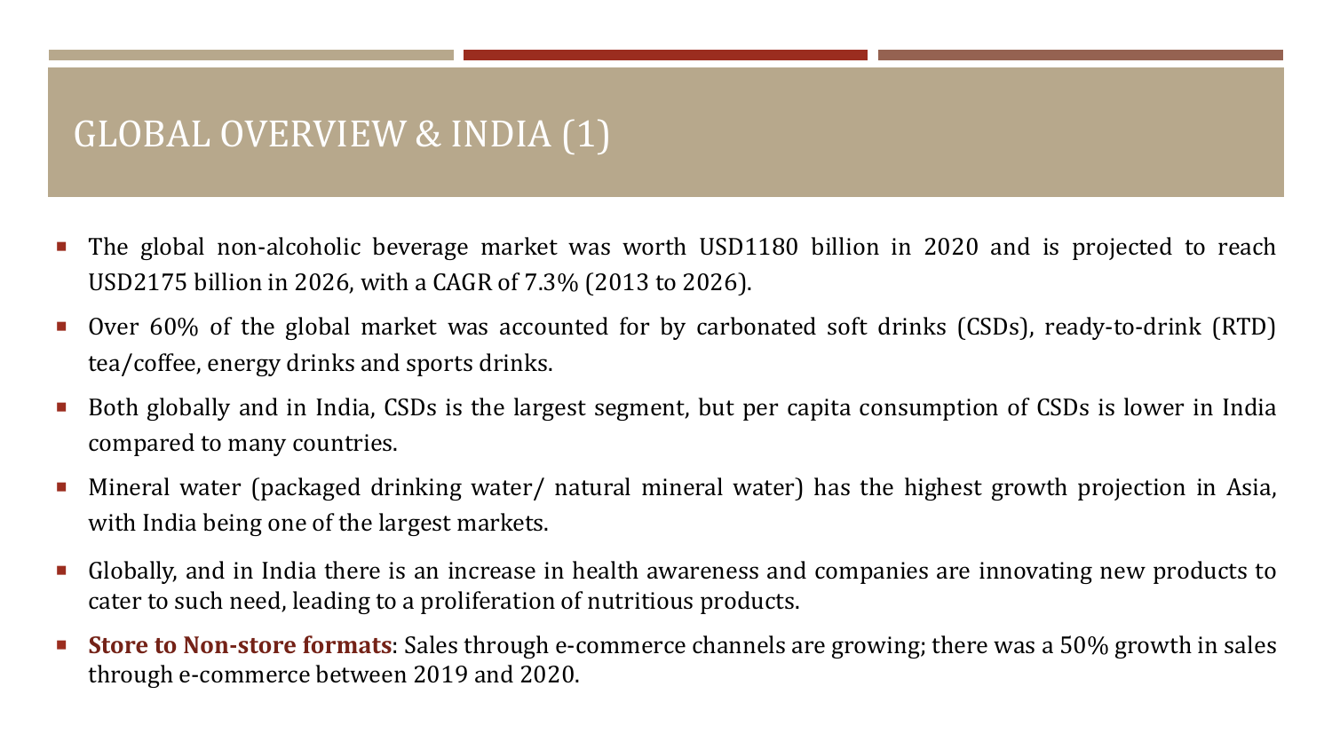# GLOBAL OVERVIEW & INDIA (1)

- The global non-alcoholic beverage market was worth USD1180 billion in 2020 and is projected to reach USD2175 billion in 2026, with a CAGR of 7.3% (2013 to 2026).
- Over 60% of the global market was accounted for by carbonated soft drinks (CSDs), ready-to-drink (RTD) tea/coffee, energy drinks and sports drinks.
- Both globally and in India, CSDs is the largest segment, but per capita consumption of CSDs is lower in India compared to many countries.
- Mineral water (packaged drinking water/ natural mineral water) has the highest growth projection in Asia, with India being one of the largest markets.
- Globally, and in India there is an increase in health awareness and companies are innovating new products to cater to such need, leading to a proliferation of nutritious products.
- **Store to Non-store formats**: Sales through e-commerce channels are growing; there was a 50% growth in sales through e-commerce between 2019 and 2020.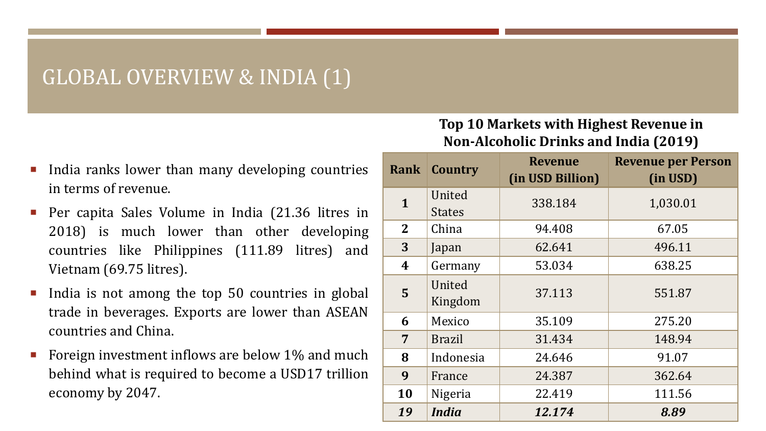# GLOBAL OVERVIEW & INDIA (1)

- India ranks lower than many developing countries in terms of revenue.
- Per capita Sales Volume in India (21.36 litres in 2018) is much lower than other developing countries like Philippines (111.89 litres) and Vietnam (69.75 litres).
- India is not among the top 50 countries in global trade in beverages. Exports are lower than ASEAN countries and China.
- Foreign investment inflows are below 1% and much behind what is required to become a USD17 trillion economy by 2047.

**Top 10 Markets with Highest Revenue in Non-Alcoholic Drinks and India (2019)**

| Rank | Country | Revenue (in USD Billion) | Revenue per Person (in USD) |
|---|---|---|---|
| 1 | United States | 338.184 | 1,030.01 |
| 2 | China | 94.408 | 67.05 |
| 3 | Japan | 62.641 | 496.11 |
| 4 | Germany | 53.034 | 638.25 |
| 5 | United Kingdom | 37.113 | 551.87 |
| 6 | Mexico | 35.109 | 275.20 |
| 7 | Brazil | 31.434 | 148.94 |
| 8 | Indonesia | 24.646 | 91.07 |
| 9 | France | 24.387 | 362.64 |
| 10 | Nigeria | 22.419 | 111.56 |
| ***19*** | ***India*** | ***12.174*** | ***8.89*** |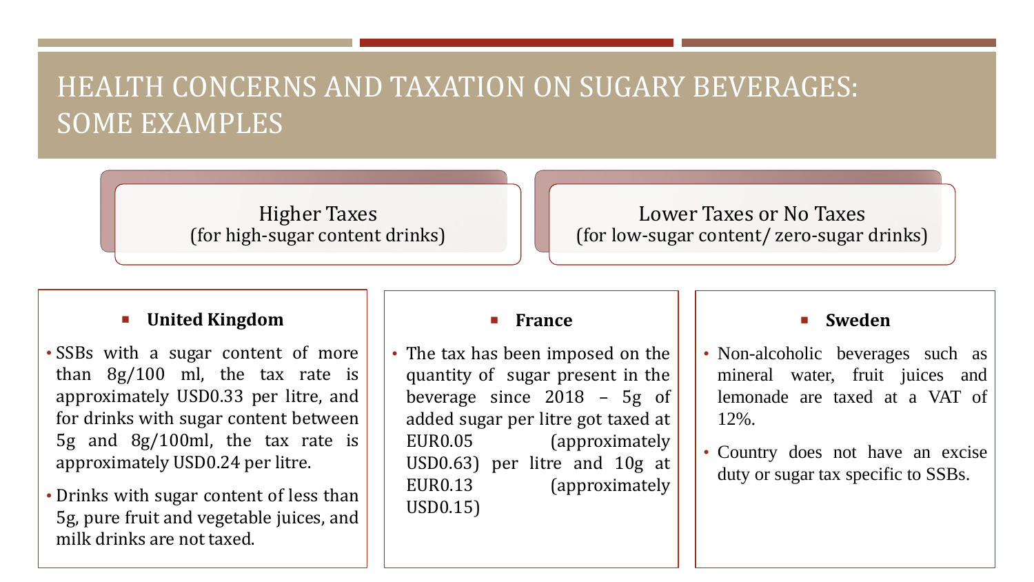# HEALTH CONCERNS AND TAXATION ON SUGARY BEVERAGES: SOME EXAMPLES

**Higher Taxes**
(for high-sugar content drinks)

**Lower Taxes or No Taxes**
(for low-sugar content/ zero-sugar drinks)

### United Kingdom

- SSBs with a sugar content of more than 8g/100 ml, the tax rate is approximately USD0.33 per litre, and for drinks with sugar content between 5g and 8g/100ml, the tax rate is approximately USD0.24 per litre.
- Drinks with sugar content of less than 5g, pure fruit and vegetable juices, and milk drinks are not taxed.

### France

- The tax has been imposed on the quantity of sugar present in the beverage since 2018 – 5g of added sugar per litre got taxed at EUR0.05 (approximately USD0.63) per litre and 10g at EUR0.13 (approximately USD0.15)

### Sweden

- Non-alcoholic beverages such as mineral water, fruit juices and lemonade are taxed at a VAT of 12%.
- Country does not have an excise duty or sugar tax specific to SSBs.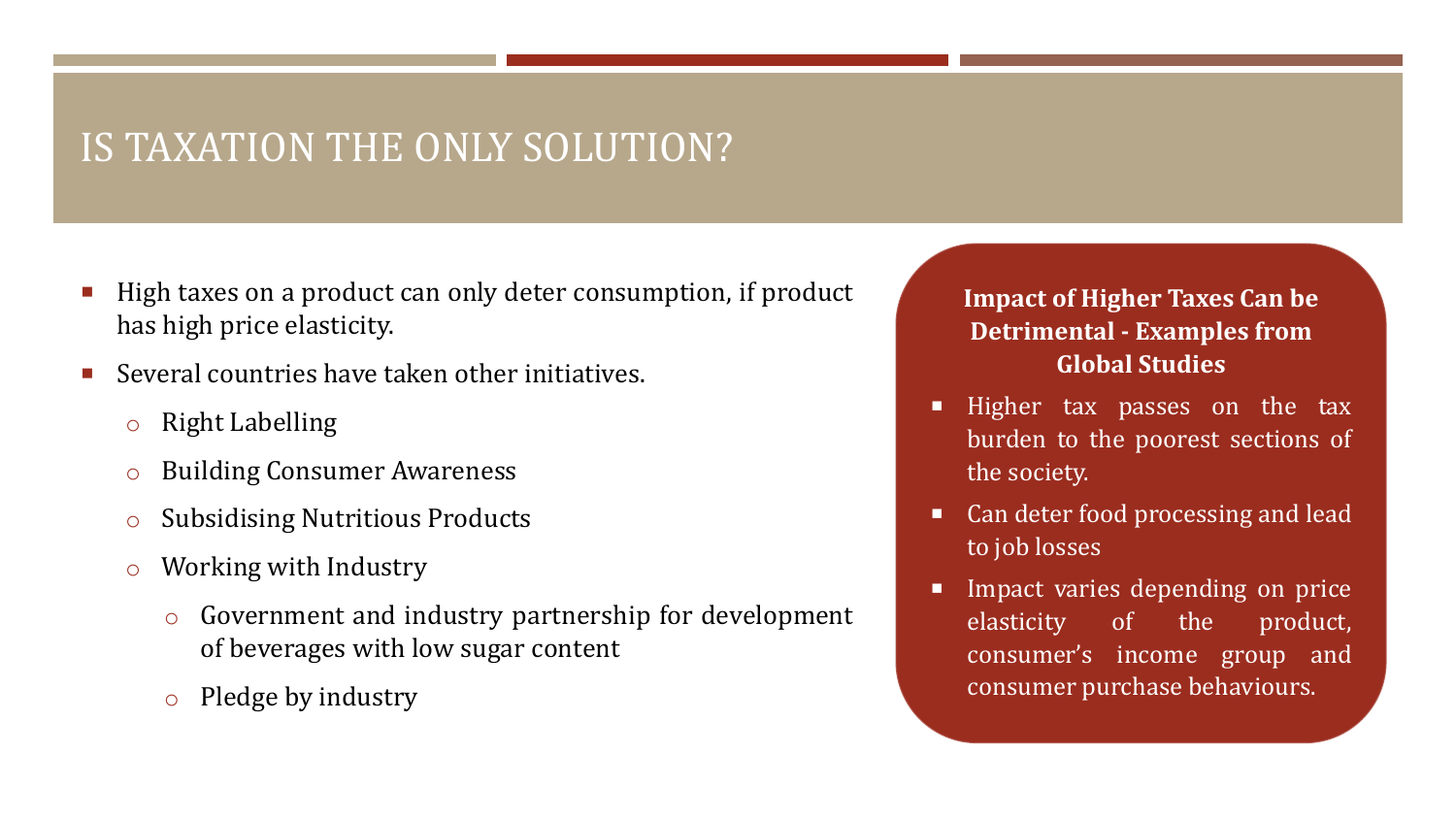# IS TAXATION THE ONLY SOLUTION?

- High taxes on a product can only deter consumption, if product has high price elasticity.
- Several countries have taken other initiatives.
  - Right Labelling
  - Building Consumer Awareness
  - Subsidising Nutritious Products
  - Working with Industry
    - Government and industry partnership for development of beverages with low sugar content
    - Pledge by industry

**Impact of Higher Taxes Can be Detrimental - Examples from Global Studies**

- Higher tax passes on the tax burden to the poorest sections of the society.
- Can deter food processing and lead to job losses
- Impact varies depending on price elasticity of the product, consumer's income group and consumer purchase behaviours.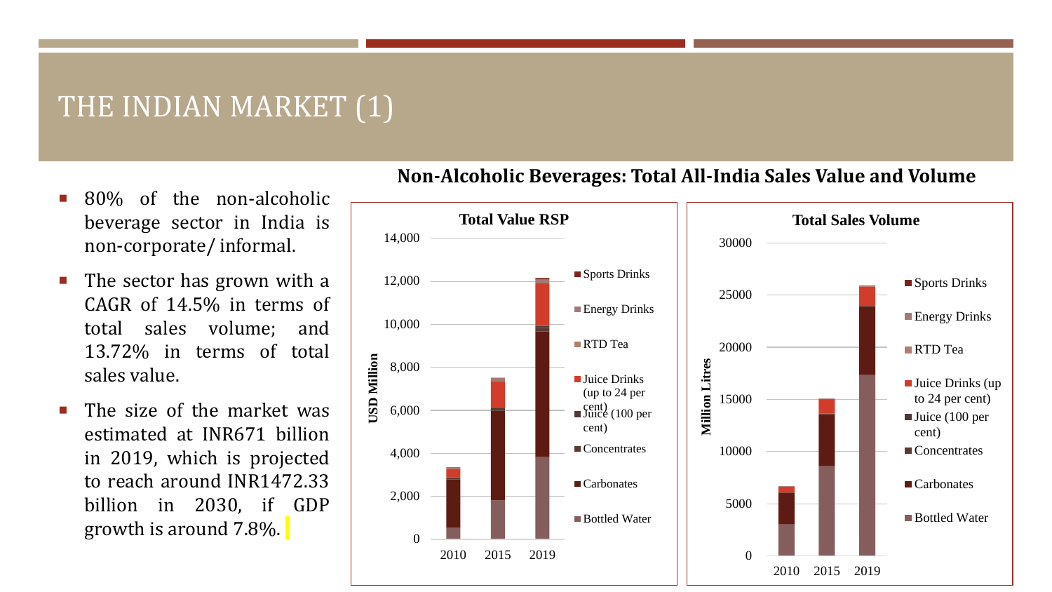# THE INDIAN MARKET (1)

- 80% of the non-alcoholic beverage sector in India is non-corporate/ informal.
- The sector has grown with a CAGR of 14.5% in terms of total sales volume; and 13.72% in terms of total sales value.
- The size of the market was estimated at INR671 billion in 2019, which is projected to reach around INR1472.33 billion in 2030, if GDP growth is around 7.8%.

**Non-Alcoholic Beverages: Total All-India Sales Value and Volume**

**Total Value RSP**

USD Million

Legend: Sports Drinks, Energy Drinks, RTD Tea, Juice Drinks (up to 24 per cent), Juice (100 per cent), Concentrates, Carbonates, Bottled Water

Years: 2010, 2015, 2019

**Total Sales Volume**

Million Litres

Legend: Sports Drinks, Energy Drinks, RTD Tea, Juice Drinks (up to 24 per cent), Juice (100 per cent), Concentrates, Carbonates, Bottled Water

Years: 2010, 2015, 2019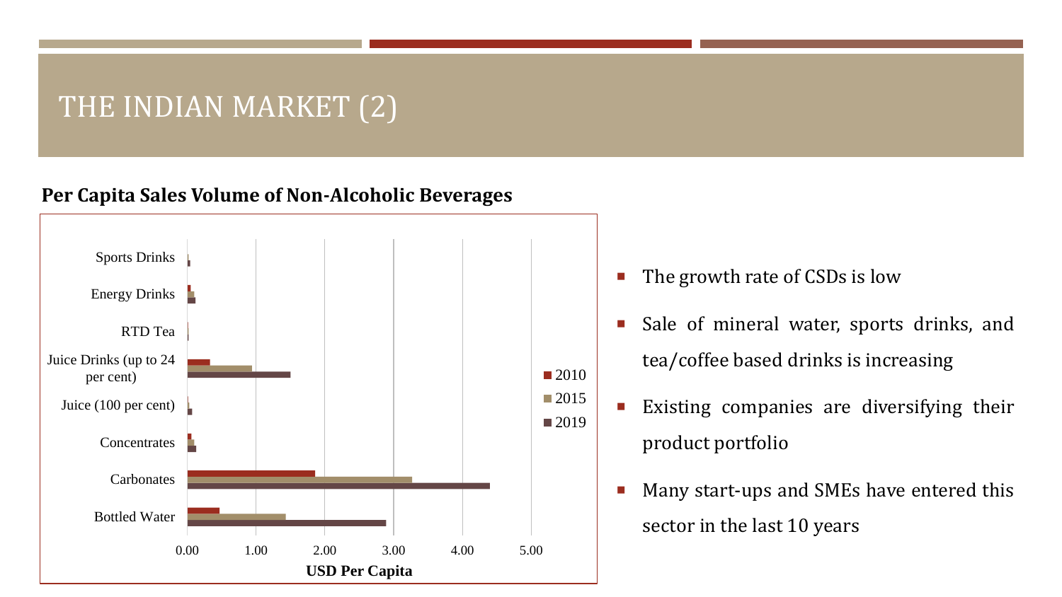# THE INDIAN MARKET (2)

**Per Capita Sales Volume of Non-Alcoholic Beverages**

- The growth rate of CSDs is low
- Sale of mineral water, sports drinks, and tea/coffee based drinks is increasing
- Existing companies are diversifying their product portfolio
- Many start-ups and SMEs have entered this sector in the last 10 years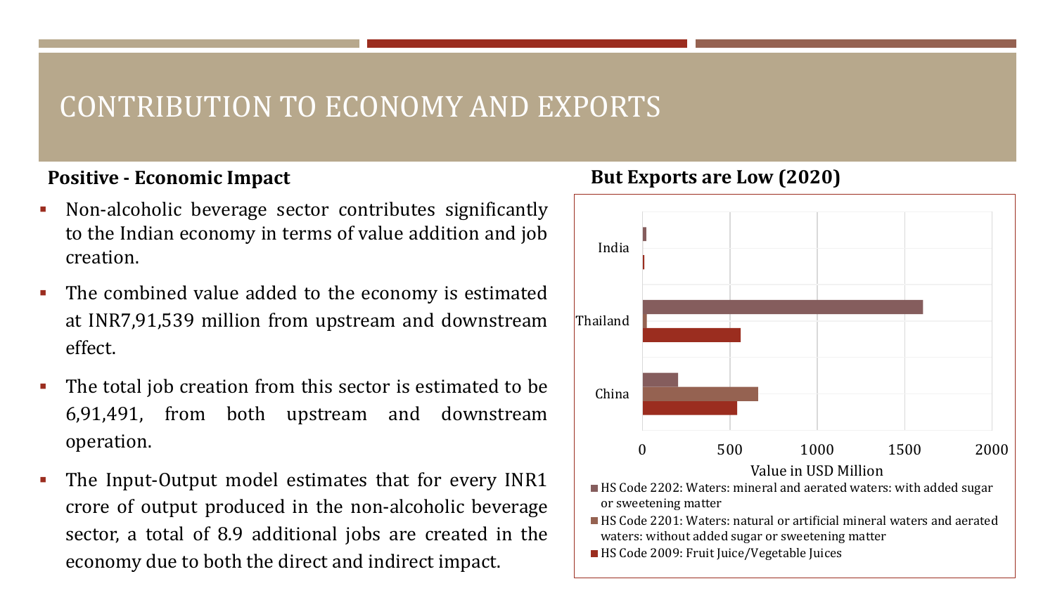# CONTRIBUTION TO ECONOMY AND EXPORTS

**Positive - Economic Impact**

- Non-alcoholic beverage sector contributes significantly to the Indian economy in terms of value addition and job creation.
- The combined value added to the economy is estimated at INR7,91,539 million from upstream and downstream effect.
- The total job creation from this sector is estimated to be 6,91,491, from both upstream and downstream operation.
- The Input-Output model estimates that for every INR1 crore of output produced in the non-alcoholic beverage sector, a total of 8.9 additional jobs are created in the economy due to both the direct and indirect impact.

**But Exports are Low (2020)**

India

Thailand

China

0 500 1000 1500 2000

Value in USD Million

- HS Code 2202: Waters: mineral and aerated waters: with added sugar or sweetening matter
- HS Code 2201: Waters: natural or artificial mineral waters and aerated waters: without added sugar or sweetening matter
- HS Code 2009: Fruit Juice/Vegetable Juices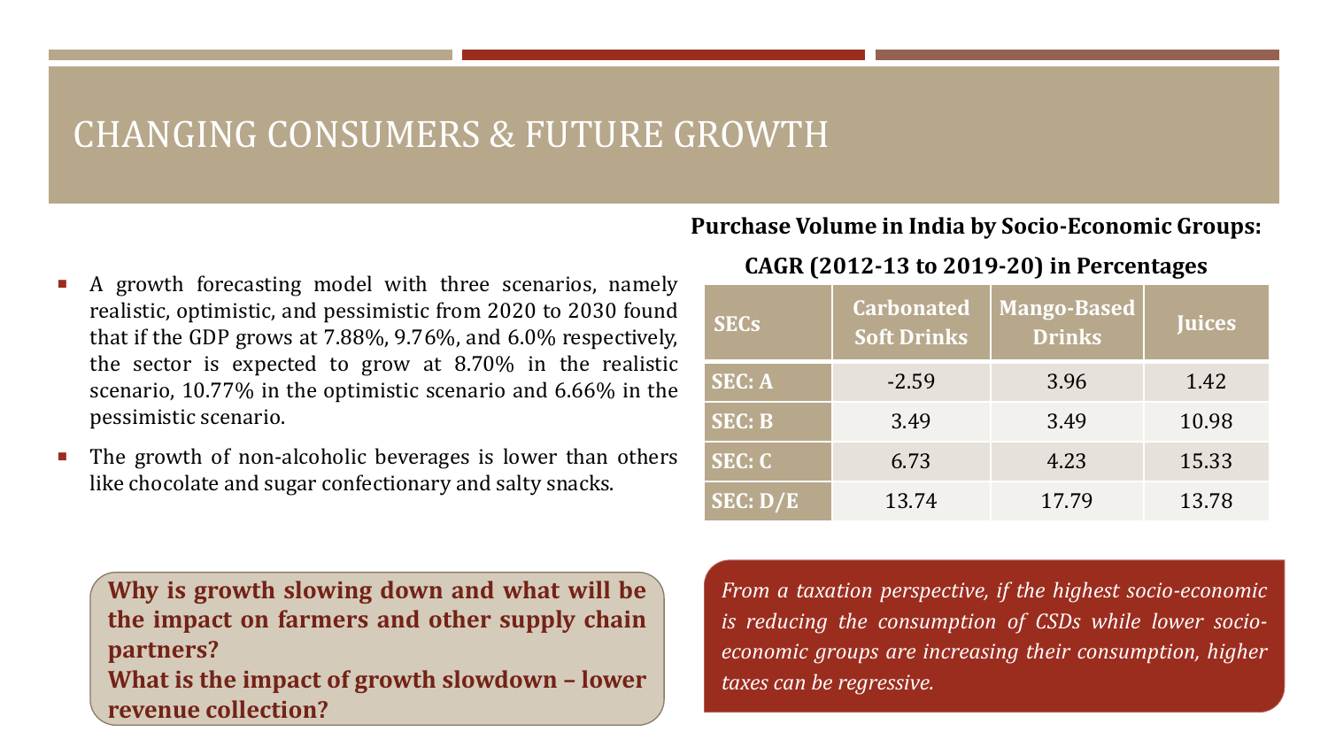# CHANGING CONSUMERS & FUTURE GROWTH

- A growth forecasting model with three scenarios, namely realistic, optimistic, and pessimistic from 2020 to 2030 found that if the GDP grows at 7.88%, 9.76%, and 6.0% respectively, the sector is expected to grow at 8.70% in the realistic scenario, 10.77% in the optimistic scenario and 6.66% in the pessimistic scenario.
- The growth of non-alcoholic beverages is lower than others like chocolate and sugar confectionary and salty snacks.

**Purchase Volume in India by Socio-Economic Groups: CAGR (2012-13 to 2019-20) in Percentages**

| SECs | Carbonated Soft Drinks | Mango-Based Drinks | Juices |
|---|---|---|---|
| SEC: A | -2.59 | 3.96 | 1.42 |
| SEC: B | 3.49 | 3.49 | 10.98 |
| SEC: C | 6.73 | 4.23 | 15.33 |
| SEC: D/E | 13.74 | 17.79 | 13.78 |

**Why is growth slowing down and what will be the impact on farmers and other supply chain partners?**
**What is the impact of growth slowdown – lower revenue collection?**

*From a taxation perspective, if the highest socio-economic is reducing the consumption of CSDs while lower socio-economic groups are increasing their consumption, higher taxes can be regressive.*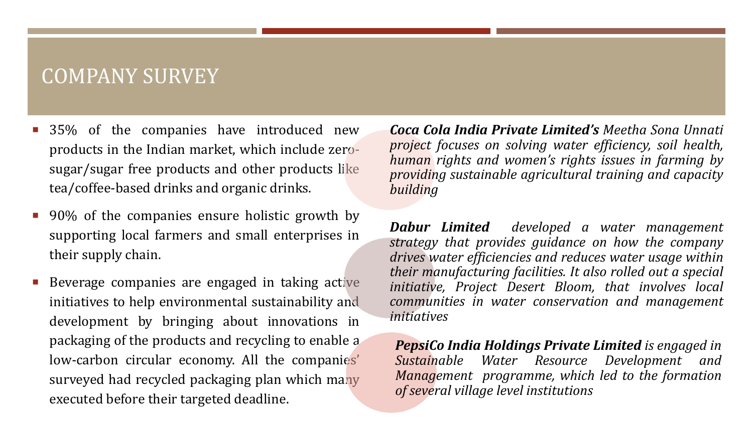# COMPANY SURVEY

- 35% of the companies have introduced new products in the Indian market, which include zero-sugar/sugar free products and other products like tea/coffee-based drinks and organic drinks.
- 90% of the companies ensure holistic growth by supporting local farmers and small enterprises in their supply chain.
- Beverage companies are engaged in taking active initiatives to help environmental sustainability and development by bringing about innovations in packaging of the products and recycling to enable a low-carbon circular economy. All the companies' surveyed had recycled packaging plan which many executed before their targeted deadline.

***Coca Cola India Private Limited's*** *Meetha Sona Unnati project focuses on solving water efficiency, soil health, human rights and women's rights issues in farming by providing sustainable agricultural training and capacity building*

***Dabur Limited*** *developed a water management strategy that provides guidance on how the company drives water efficiencies and reduces water usage within their manufacturing facilities. It also rolled out a special initiative, Project Desert Bloom, that involves local communities in water conservation and management initiatives*

***PepsiCo India Holdings Private Limited*** *is engaged in Sustainable Water Resource Development and Management programme, which led to the formation of several village level institutions*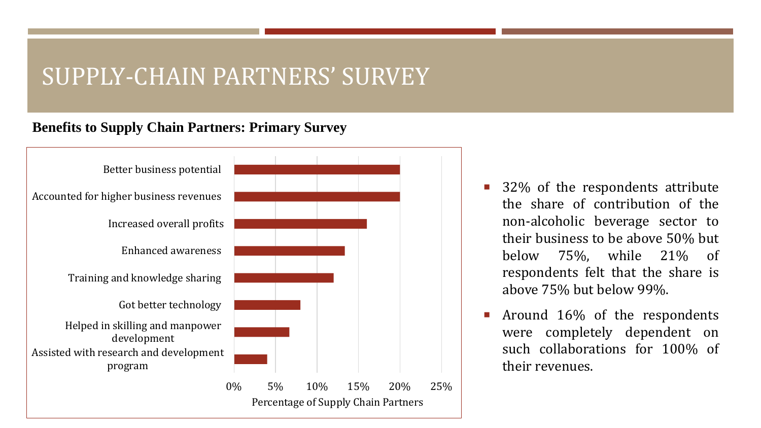# SUPPLY-CHAIN PARTNERS' SURVEY

**Benefits to Supply Chain Partners: Primary Survey**

- Better business potential
- Accounted for higher business revenues
- Increased overall profits
- Enhanced awareness
- Training and knowledge sharing
- Got better technology
- Helped in skilling and manpower development
- Assisted with research and development program

0% 5% 10% 15% 20% 25%

Percentage of Supply Chain Partners

- 32% of the respondents attribute the share of contribution of the non-alcoholic beverage sector to their business to be above 50% but below 75%, while 21% of respondents felt that the share is above 75% but below 99%.
- Around 16% of the respondents were completely dependent on such collaborations for 100% of their revenues.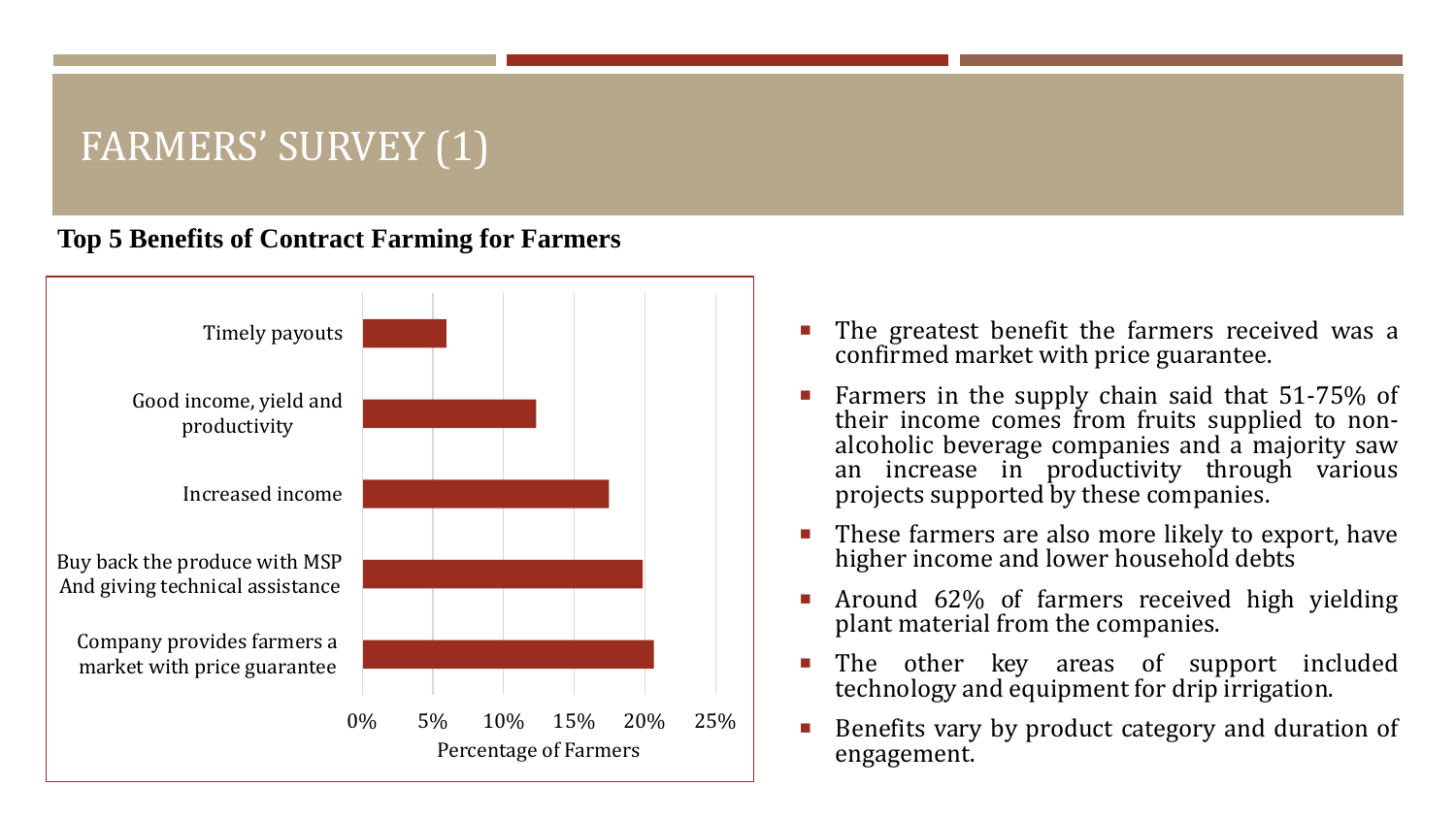# FARMERS' SURVEY (1)

**Top 5 Benefits of Contract Farming for Farmers**

| Benefit | Percentage of Farmers (approx.) |
| --- | --- |
| Timely payouts | ~6% |
| Good income, yield and productivity | ~12% |
| Increased income | ~17.5% |
| Buy back the produce with MSP And giving technical assistance | ~20% |
| Company provides farmers a market with price guarantee | ~21% |

- The greatest benefit the farmers received was a confirmed market with price guarantee.
- Farmers in the supply chain said that 51-75% of their income comes from fruits supplied to non-alcoholic beverage companies and a majority saw an increase in productivity through various projects supported by these companies.
- These farmers are also more likely to export, have higher income and lower household debts
- Around 62% of farmers received high yielding plant material from the companies.
- The other key areas of support included technology and equipment for drip irrigation.
- Benefits vary by product category and duration of engagement.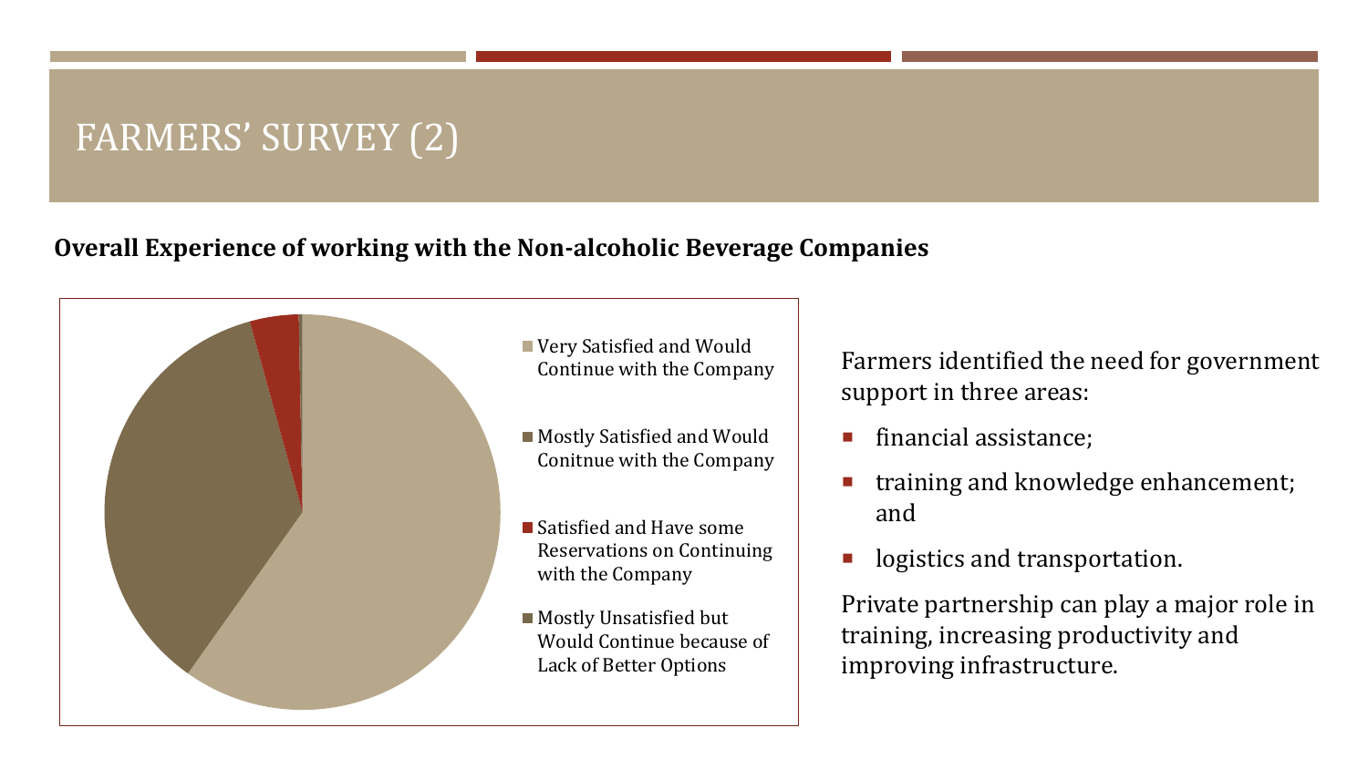# FARMERS' SURVEY (2)

**Overall Experience of working with the Non-alcoholic Beverage Companies**

- Very Satisfied and Would Continue with the Company
- Mostly Satisfied and Would Conitnue with the Company
- Satisfied and Have some Reservations on Continuing with the Company
- Mostly Unsatisfied but Would Continue because of Lack of Better Options

Farmers identified the need for government support in three areas:

- financial assistance;
- training and knowledge enhancement; and
- logistics and transportation.

Private partnership can play a major role in training, increasing productivity and improving infrastructure.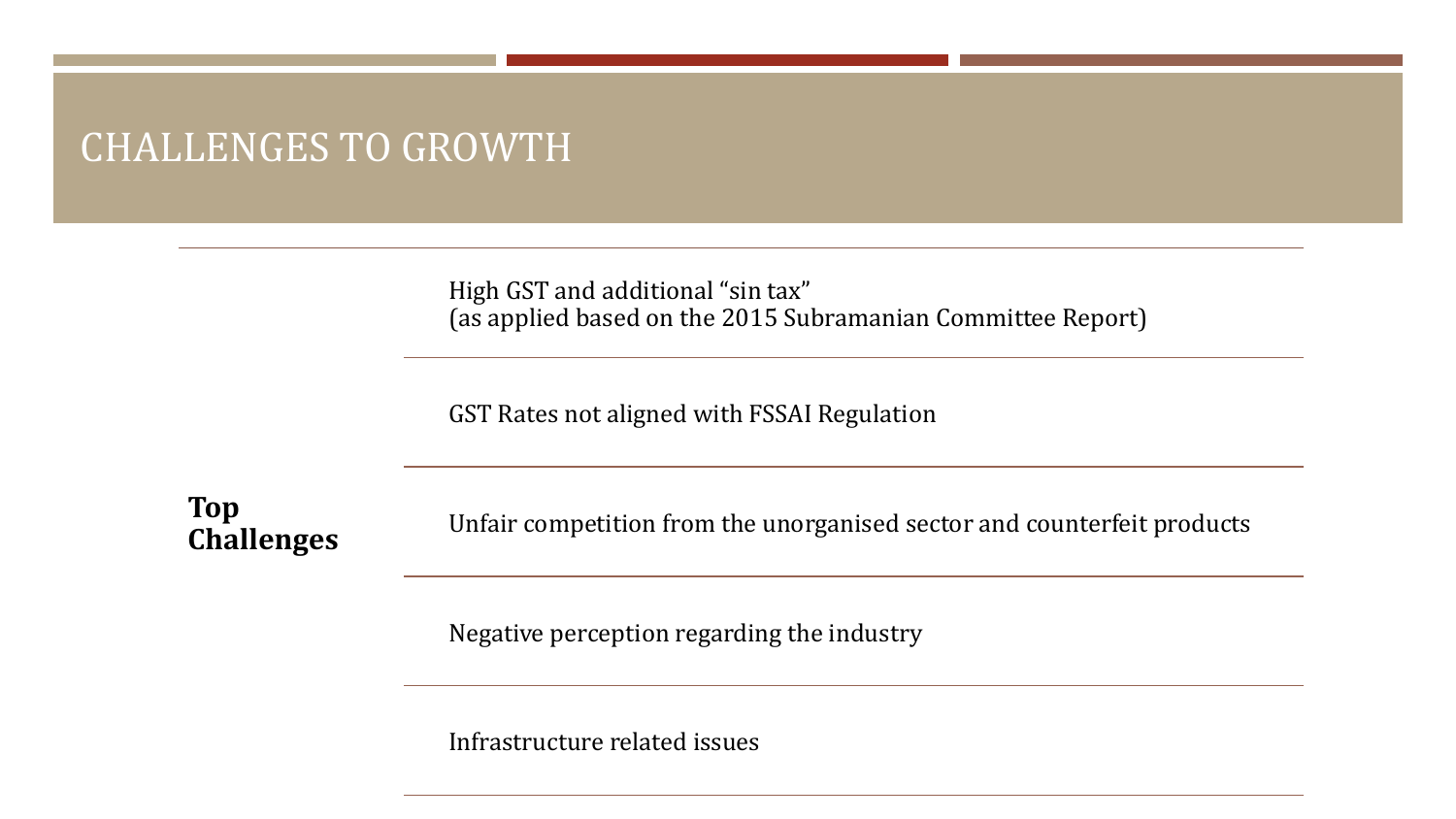# CHALLENGES TO GROWTH

**Top Challenges**

- High GST and additional “sin tax”
  (as applied based on the 2015 Subramanian Committee Report)
- GST Rates not aligned with FSSAI Regulation
- Unfair competition from the unorganised sector and counterfeit products
- Negative perception regarding the industry
- Infrastructure related issues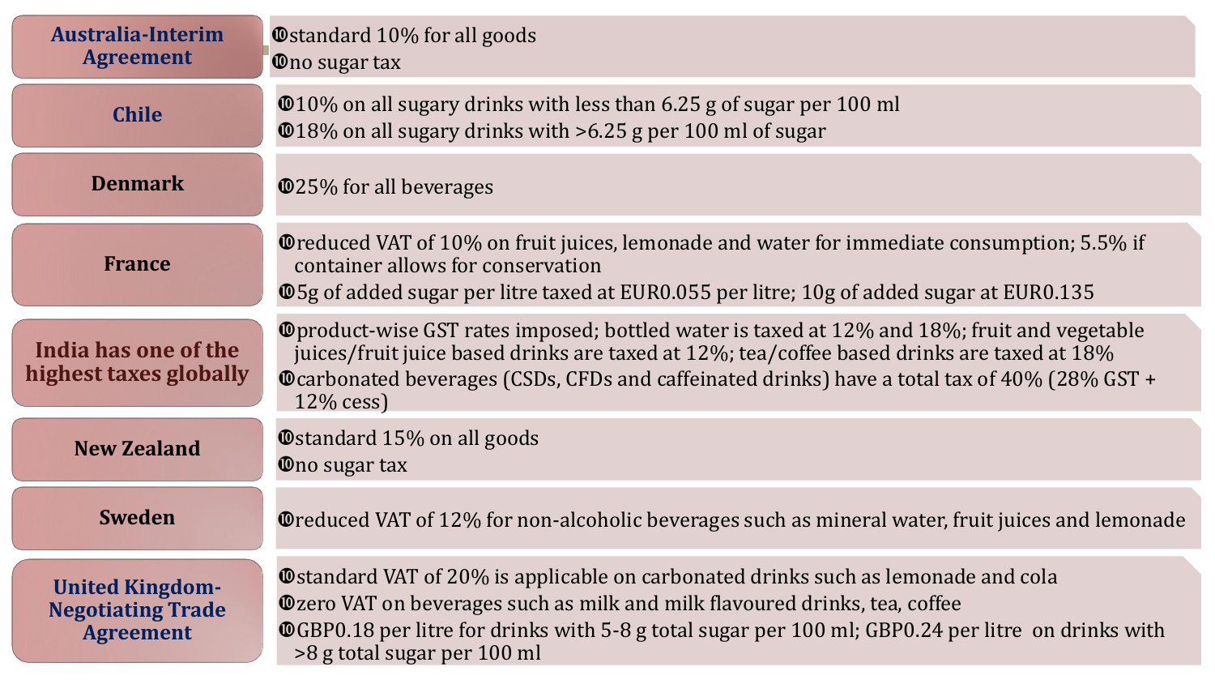| Country | Tax details |
| --- | --- |
| **Australia-Interim Agreement** | standard 10% for all goods<br>no sugar tax |
| **Chile** | 10% on all sugary drinks with less than 6.25 g of sugar per 100 ml<br>18% on all sugary drinks with >6.25 g per 100 ml of sugar |
| **Denmark** | 25% for all beverages |
| **France** | reduced VAT of 10% on fruit juices, lemonade and water for immediate consumption; 5.5% if container allows for conservation<br>5g of added sugar per litre taxed at EUR0.055 per litre; 10g of added sugar at EUR0.135 |
| **India has one of the highest taxes globally** | product-wise GST rates imposed; bottled water is taxed at 12% and 18%; fruit and vegetable juices/fruit juice based drinks are taxed at 12%; tea/coffee based drinks are taxed at 18%<br>carbonated beverages (CSDs, CFDs and caffeinated drinks) have a total tax of 40% (28% GST + 12% cess) |
| **New Zealand** | standard 15% on all goods<br>no sugar tax |
| **Sweden** | reduced VAT of 12% for non-alcoholic beverages such as mineral water, fruit juices and lemonade |
| **United Kingdom-Negotiating Trade Agreement** | standard VAT of 20% is applicable on carbonated drinks such as lemonade and cola<br>zero VAT on beverages such as milk and milk flavoured drinks, tea, coffee<br>GBP0.18 per litre for drinks with 5-8 g total sugar per 100 ml; GBP0.24 per litre on drinks with >8 g total sugar per 100 ml |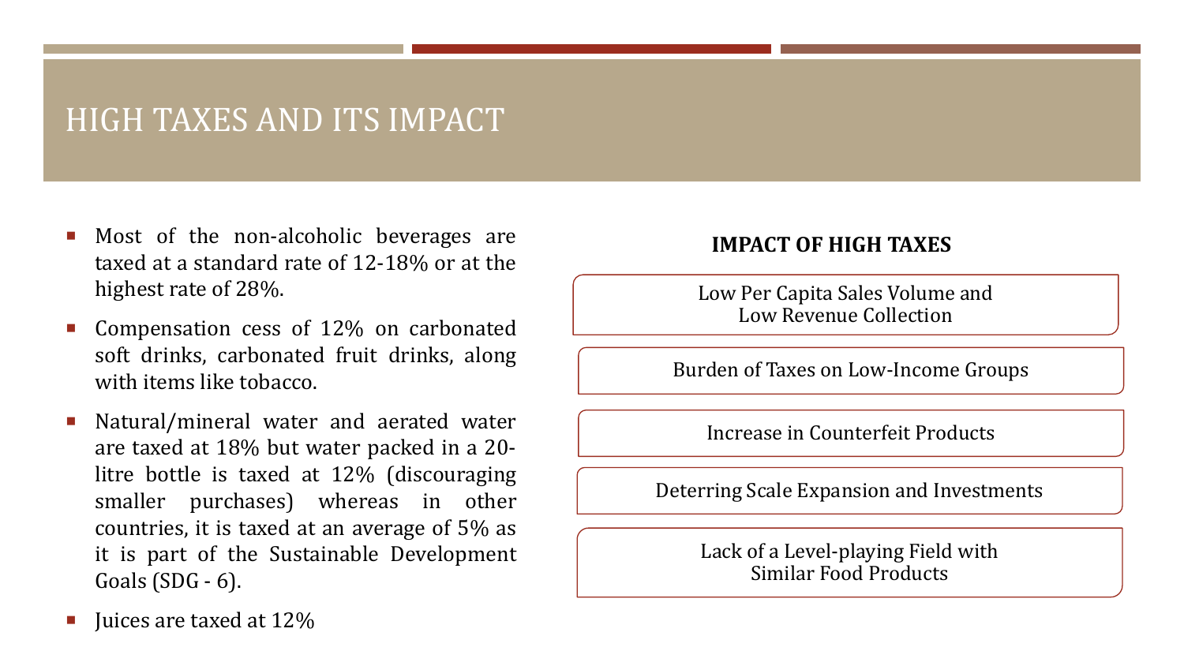# HIGH TAXES AND ITS IMPACT

- Most of the non-alcoholic beverages are taxed at a standard rate of 12-18% or at the highest rate of 28%.
- Compensation cess of 12% on carbonated soft drinks, carbonated fruit drinks, along with items like tobacco.
- Natural/mineral water and aerated water are taxed at 18% but water packed in a 20-litre bottle is taxed at 12% (discouraging smaller purchases) whereas in other countries, it is taxed at an average of 5% as it is part of the Sustainable Development Goals (SDG - 6).
- Juices are taxed at 12%

**IMPACT OF HIGH TAXES**

- Low Per Capita Sales Volume and Low Revenue Collection
- Burden of Taxes on Low-Income Groups
- Increase in Counterfeit Products
- Deterring Scale Expansion and Investments
- Lack of a Level-playing Field with Similar Food Products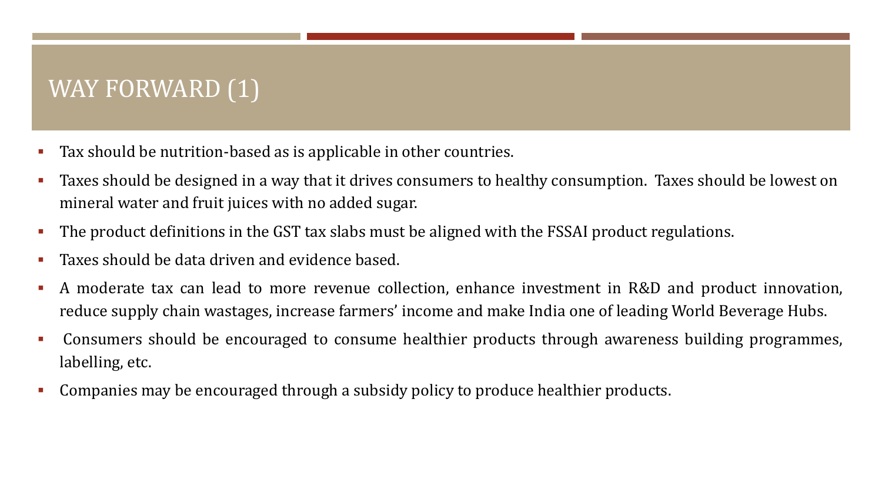# WAY FORWARD (1)

- Tax should be nutrition-based as is applicable in other countries.
- Taxes should be designed in a way that it drives consumers to healthy consumption. Taxes should be lowest on mineral water and fruit juices with no added sugar.
- The product definitions in the GST tax slabs must be aligned with the FSSAI product regulations.
- Taxes should be data driven and evidence based.
- A moderate tax can lead to more revenue collection, enhance investment in R&D and product innovation, reduce supply chain wastages, increase farmers' income and make India one of leading World Beverage Hubs.
- Consumers should be encouraged to consume healthier products through awareness building programmes, labelling, etc.
- Companies may be encouraged through a subsidy policy to produce healthier products.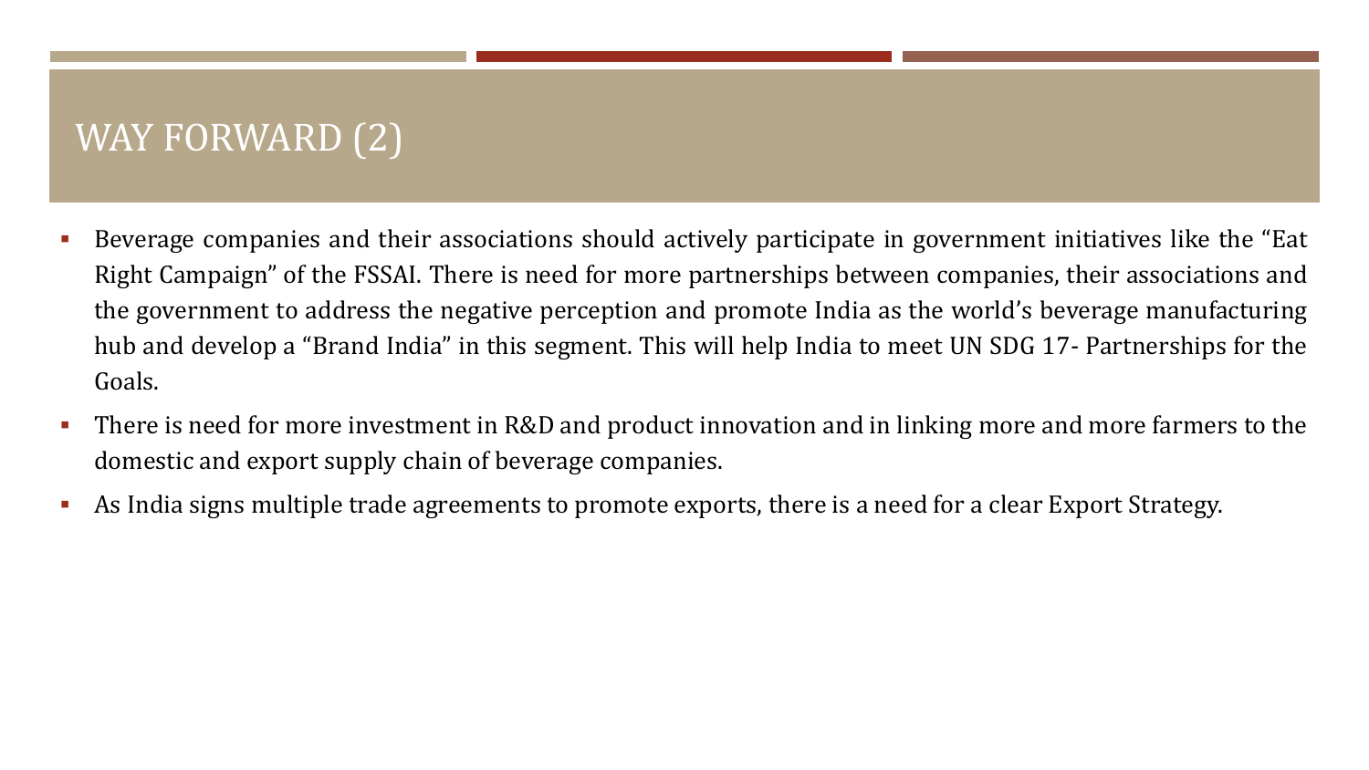# WAY FORWARD (2)

- Beverage companies and their associations should actively participate in government initiatives like the "Eat Right Campaign" of the FSSAI. There is need for more partnerships between companies, their associations and the government to address the negative perception and promote India as the world's beverage manufacturing hub and develop a "Brand India" in this segment. This will help India to meet UN SDG 17- Partnerships for the Goals.
- There is need for more investment in R&D and product innovation and in linking more and more farmers to the domestic and export supply chain of beverage companies.
- As India signs multiple trade agreements to promote exports, there is a need for a clear Export Strategy.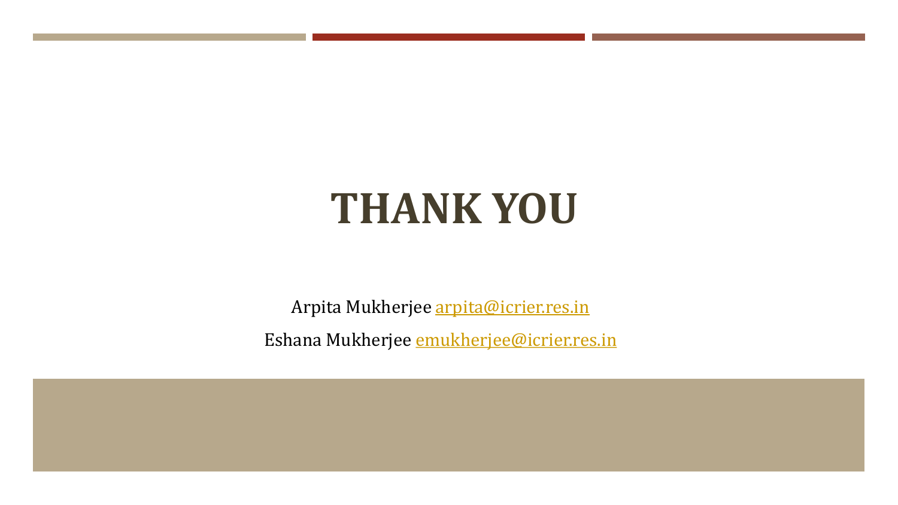# THANK YOU

Arpita Mukherjee arpita@icrier.res.in

Eshana Mukherjee emukherjee@icrier.res.in